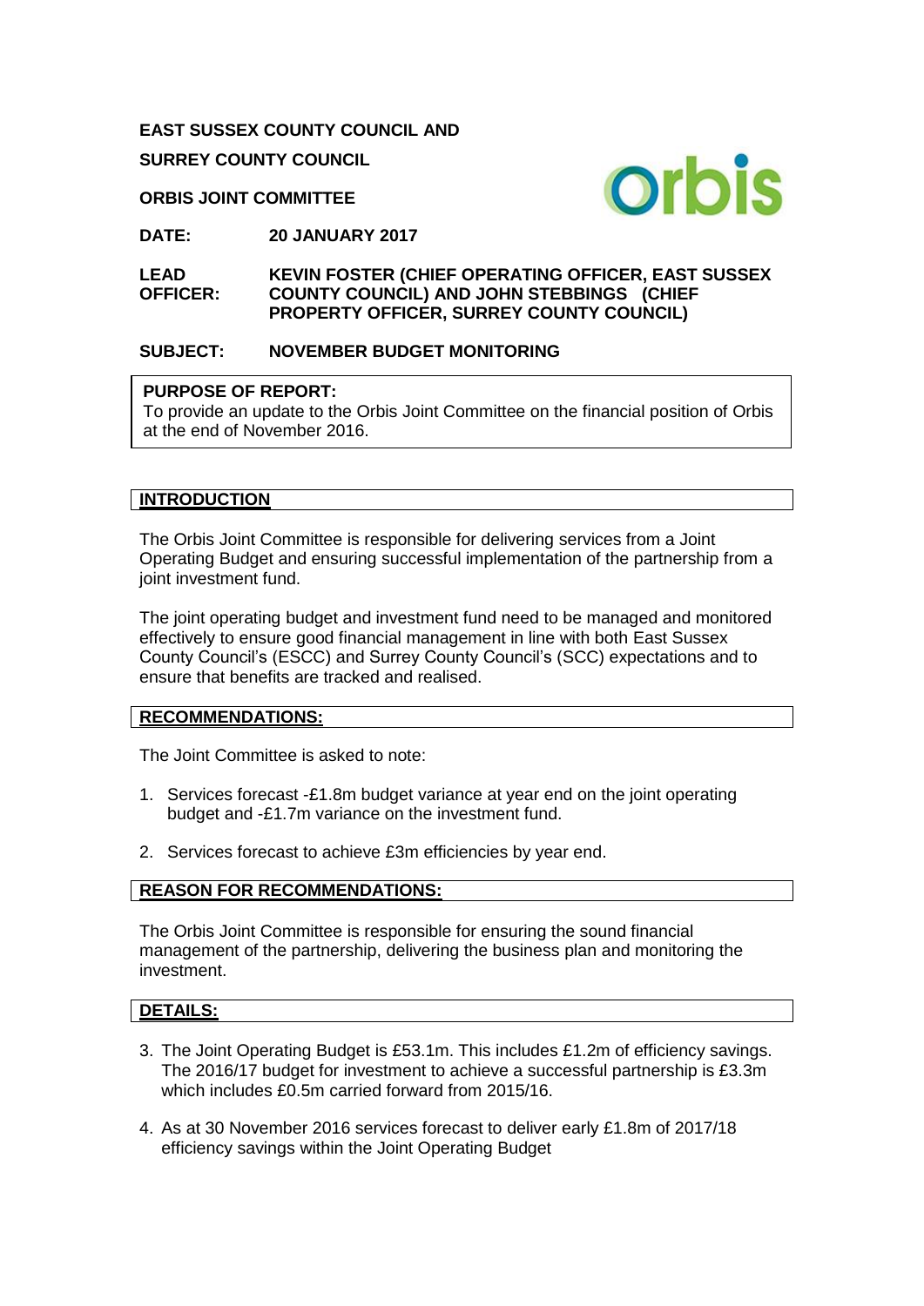**EAST SUSSEX COUNTY COUNCIL AND**

**SURREY COUNTY COUNCIL**

**ORBIS JOINT COMMITTEE**

**DATE:** **20 JANUARY 2017**

**LEAD OFFICER:** **KEVIN FOSTER (CHIEF OPERATING OFFICER, EAST SUSSEX COUNTY COUNCIL) AND JOHN STEBBINGS (CHIEF PROPERTY OFFICER, SURREY COUNTY COUNCIL)**

**SUBJECT:** **NOVEMBER BUDGET MONITORING**

**PURPOSE OF REPORT:**
To provide an update to the Orbis Joint Committee on the financial position of Orbis at the end of November 2016.

## INTRODUCTION

The Orbis Joint Committee is responsible for delivering services from a Joint Operating Budget and ensuring successful implementation of the partnership from a joint investment fund.

The joint operating budget and investment fund need to be managed and monitored effectively to ensure good financial management in line with both East Sussex County Council's (ESCC) and Surrey County Council's (SCC) expectations and to ensure that benefits are tracked and realised.

## RECOMMENDATIONS:

The Joint Committee is asked to note:

1. Services forecast -£1.8m budget variance at year end on the joint operating budget and -£1.7m variance on the investment fund.
2. Services forecast to achieve £3m efficiencies by year end.

## REASON FOR RECOMMENDATIONS:

The Orbis Joint Committee is responsible for ensuring the sound financial management of the partnership, delivering the business plan and monitoring the investment.

## DETAILS:

3. The Joint Operating Budget is £53.1m. This includes £1.2m of efficiency savings. The 2016/17 budget for investment to achieve a successful partnership is £3.3m which includes £0.5m carried forward from 2015/16.
4. As at 30 November 2016 services forecast to deliver early £1.8m of 2017/18 efficiency savings within the Joint Operating Budget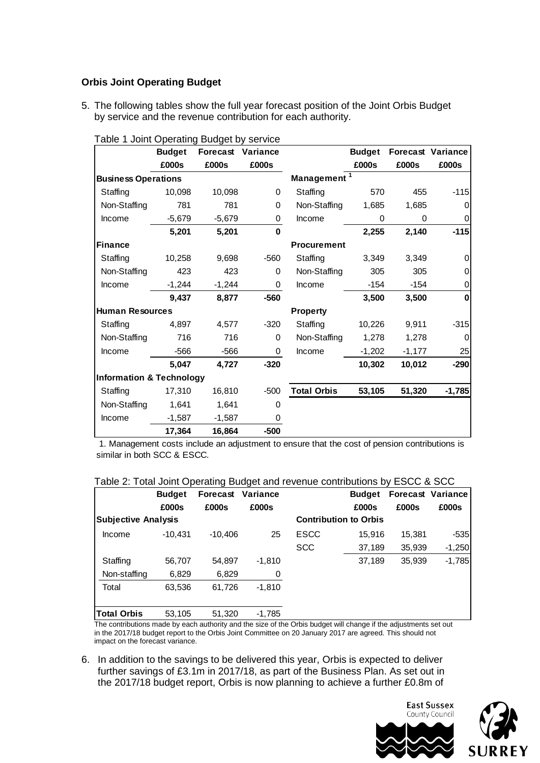**Orbis Joint Operating Budget**

5. The following tables show the full year forecast position of the Joint Orbis Budget by service and the revenue contribution for each authority.

Table 1 Joint Operating Budget by service

| | Budget £000s | Forecast £000s | Variance £000s | | Budget £000s | Forecast £000s | Variance £000s |
|---|---|---|---|---|---|---|---|
| **Business Operations** | | | | **Management [1]** | | | |
| Staffing | 10,098 | 10,098 | 0 | Staffing | 570 | 455 | -115 |
| Non-Staffing | 781 | 781 | 0 | Non-Staffing | 1,685 | 1,685 | 0 |
| Income | -5,679 | -5,679 | 0 | Income | 0 | 0 | 0 |
| | **5,201** | **5,201** | **0** | | **2,255** | **2,140** | **-115** |
| **Finance** | | | | **Procurement** | | | |
| Staffing | 10,258 | 9,698 | -560 | Staffing | 3,349 | 3,349 | 0 |
| Non-Staffing | 423 | 423 | 0 | Non-Staffing | 305 | 305 | 0 |
| Income | -1,244 | -1,244 | 0 | Income | -154 | -154 | 0 |
| | **9,437** | **8,877** | **-560** | | **3,500** | **3,500** | **0** |
| **Human Resources** | | | | **Property** | | | |
| Staffing | 4,897 | 4,577 | -320 | Staffing | 10,226 | 9,911 | -315 |
| Non-Staffing | 716 | 716 | 0 | Non-Staffing | 1,278 | 1,278 | 0 |
| Income | -566 | -566 | 0 | Income | -1,202 | -1,177 | 25 |
| | **5,047** | **4,727** | **-320** | | **10,302** | **10,012** | **-290** |
| **Information & Technology** | | | | | | | |
| Staffing | 17,310 | 16,810 | -500 | **Total Orbis** | **53,105** | **51,320** | **-1,785** |
| Non-Staffing | 1,641 | 1,641 | 0 | | | | |
| Income | -1,587 | -1,587 | 0 | | | | |
| | **17,364** | **16,864** | **-500** | | | | |

1. Management costs include an adjustment to ensure that the cost of pension contributions is similar in both SCC & ESCC.

Table 2: Total Joint Operating Budget and revenue contributions by ESCC & SCC

| | Budget £000s | Forecast £000s | Variance £000s | | Budget £000s | Forecast £000s | Variance £000s |
|---|---|---|---|---|---|---|---|
| **Subjective Analysis** | | | | **Contribution to Orbis** | | | |
| Income | -10,431 | -10,406 | 25 | ESCC | 15,916 | 15,381 | -535 |
| | | | | SCC | 37,189 | 35,939 | -1,250 |
| Staffing | 56,707 | 54,897 | -1,810 | | 37,189 | 35,939 | -1,785 |
| Non-staffing | 6,829 | 6,829 | 0 | | | | |
| Total | 63,536 | 61,726 | -1,810 | | | | |
| **Total Orbis** | 53,105 | 51,320 | -1,785 | | | | |

The contributions made by each authority and the size of the Orbis budget will change if the adjustments set out in the 2017/18 budget report to the Orbis Joint Committee on 20 January 2017 are agreed. This should not impact on the forecast variance.

6. In addition to the savings to be delivered this year, Orbis is expected to deliver further savings of £3.1m in 2017/18, as part of the Business Plan. As set out in the 2017/18 budget report, Orbis is now planning to achieve a further £0.8m of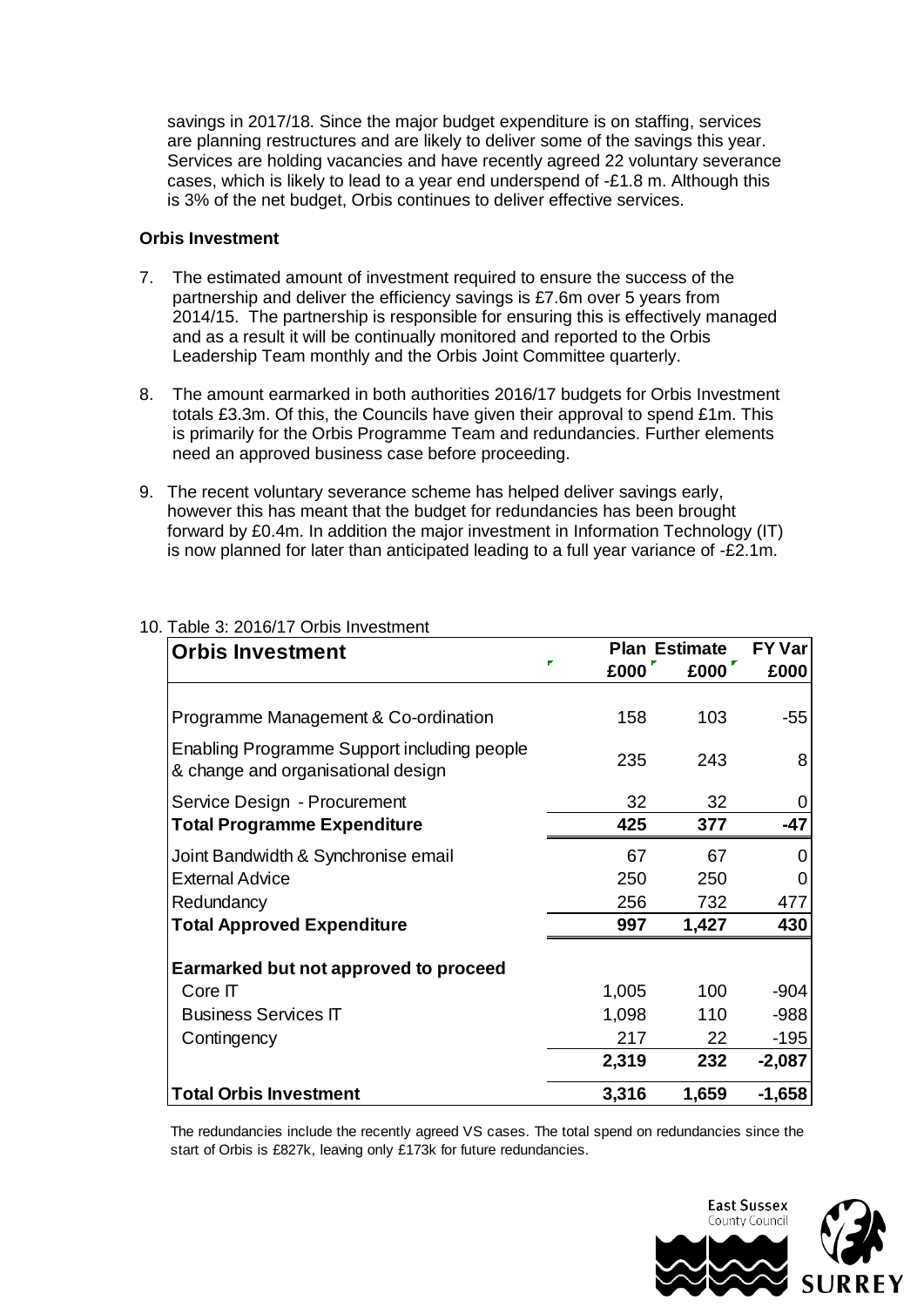savings in 2017/18. Since the major budget expenditure is on staffing, services are planning restructures and are likely to deliver some of the savings this year. Services are holding vacancies and have recently agreed 22 voluntary severance cases, which is likely to lead to a year end underspend of -£1.8 m. Although this is 3% of the net budget, Orbis continues to deliver effective services.

**Orbis Investment**

7. The estimated amount of investment required to ensure the success of the partnership and deliver the efficiency savings is £7.6m over 5 years from 2014/15. The partnership is responsible for ensuring this is effectively managed and as a result it will be continually monitored and reported to the Orbis Leadership Team monthly and the Orbis Joint Committee quarterly.

8. The amount earmarked in both authorities 2016/17 budgets for Orbis Investment totals £3.3m. Of this, the Councils have given their approval to spend £1m. This is primarily for the Orbis Programme Team and redundancies. Further elements need an approved business case before proceeding.

9. The recent voluntary severance scheme has helped deliver savings early, however this has meant that the budget for redundancies has been brought forward by £0.4m. In addition the major investment in Information Technology (IT) is now planned for later than anticipated leading to a full year variance of -£2.1m.

10. Table 3: 2016/17 Orbis Investment

| Orbis Investment | Plan £000 | Estimate £000 | FY Var £000 |
|---|---|---|---|
| Programme Management & Co-ordination | 158 | 103 | -55 |
| Enabling Programme Support including people & change and organisational design | 235 | 243 | 8 |
| Service Design - Procurement | 32 | 32 | 0 |
| **Total Programme Expenditure** | **425** | **377** | **-47** |
| Joint Bandwidth & Synchronise email | 67 | 67 | 0 |
| External Advice | 250 | 250 | 0 |
| Redundancy | 256 | 732 | 477 |
| **Total Approved Expenditure** | **997** | **1,427** | **430** |
| **Earmarked but not approved to proceed** | | | |
| Core IT | 1,005 | 100 | -904 |
| Business Services IT | 1,098 | 110 | -988 |
| Contingency | 217 | 22 | -195 |
| | **2,319** | **232** | **-2,087** |
| **Total Orbis Investment** | **3,316** | **1,659** | **-1,658** |

The redundancies include the recently agreed VS cases. The total spend on redundancies since the start of Orbis is £827k, leaving only £173k for future redundancies.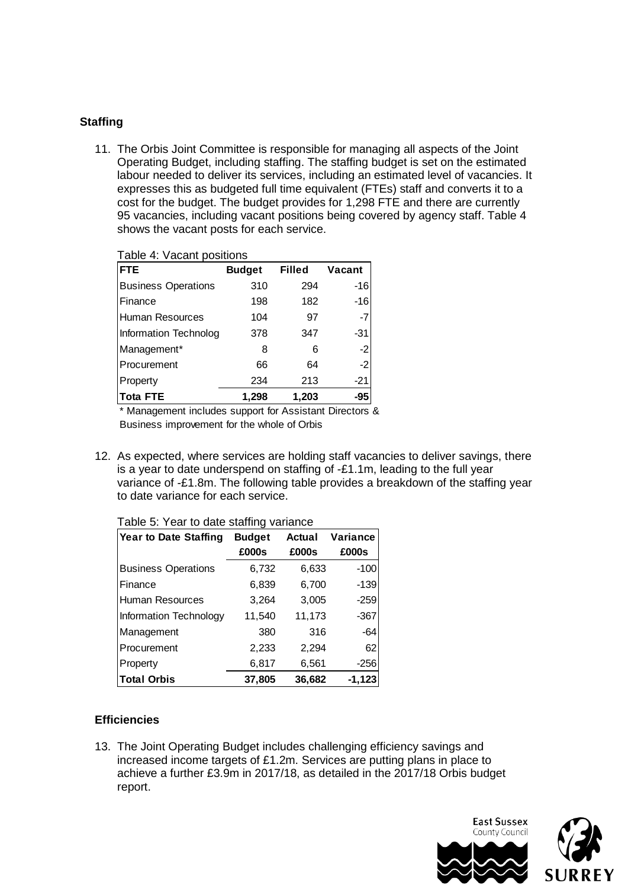**Staffing**

11. The Orbis Joint Committee is responsible for managing all aspects of the Joint Operating Budget, including staffing. The staffing budget is set on the estimated labour needed to deliver its services, including an estimated level of vacancies. It expresses this as budgeted full time equivalent (FTEs) staff and converts it to a cost for the budget. The budget provides for 1,298 FTE and there are currently 95 vacancies, including vacant positions being covered by agency staff. Table 4 shows the vacant posts for each service.

Table 4: Vacant positions

| FTE | Budget | Filled | Vacant |
|---|---|---|---|
| Business Operations | 310 | 294 | -16 |
| Finance | 198 | 182 | -16 |
| Human Resources | 104 | 97 | -7 |
| Information Technolog | 378 | 347 | -31 |
| Management* | 8 | 6 | -2 |
| Procurement | 66 | 64 | -2 |
| Property | 234 | 213 | -21 |
| **Tota FTE** | **1,298** | **1,203** | **-95** |

\* Management includes support for Assistant Directors & Business improvement for the whole of Orbis

12. As expected, where services are holding staff vacancies to deliver savings, there is a year to date underspend on staffing of -£1.1m, leading to the full year variance of -£1.8m. The following table provides a breakdown of the staffing year to date variance for each service.

Table 5: Year to date staffing variance

| Year to Date Staffing | Budget £000s | Actual £000s | Variance £000s |
|---|---|---|---|
| Business Operations | 6,732 | 6,633 | -100 |
| Finance | 6,839 | 6,700 | -139 |
| Human Resources | 3,264 | 3,005 | -259 |
| Information Technology | 11,540 | 11,173 | -367 |
| Management | 380 | 316 | -64 |
| Procurement | 2,233 | 2,294 | 62 |
| Property | 6,817 | 6,561 | -256 |
| **Total Orbis** | **37,805** | **36,682** | **-1,123** |

**Efficiencies**

13. The Joint Operating Budget includes challenging efficiency savings and increased income targets of £1.2m. Services are putting plans in place to achieve a further £3.9m in 2017/18, as detailed in the 2017/18 Orbis budget report.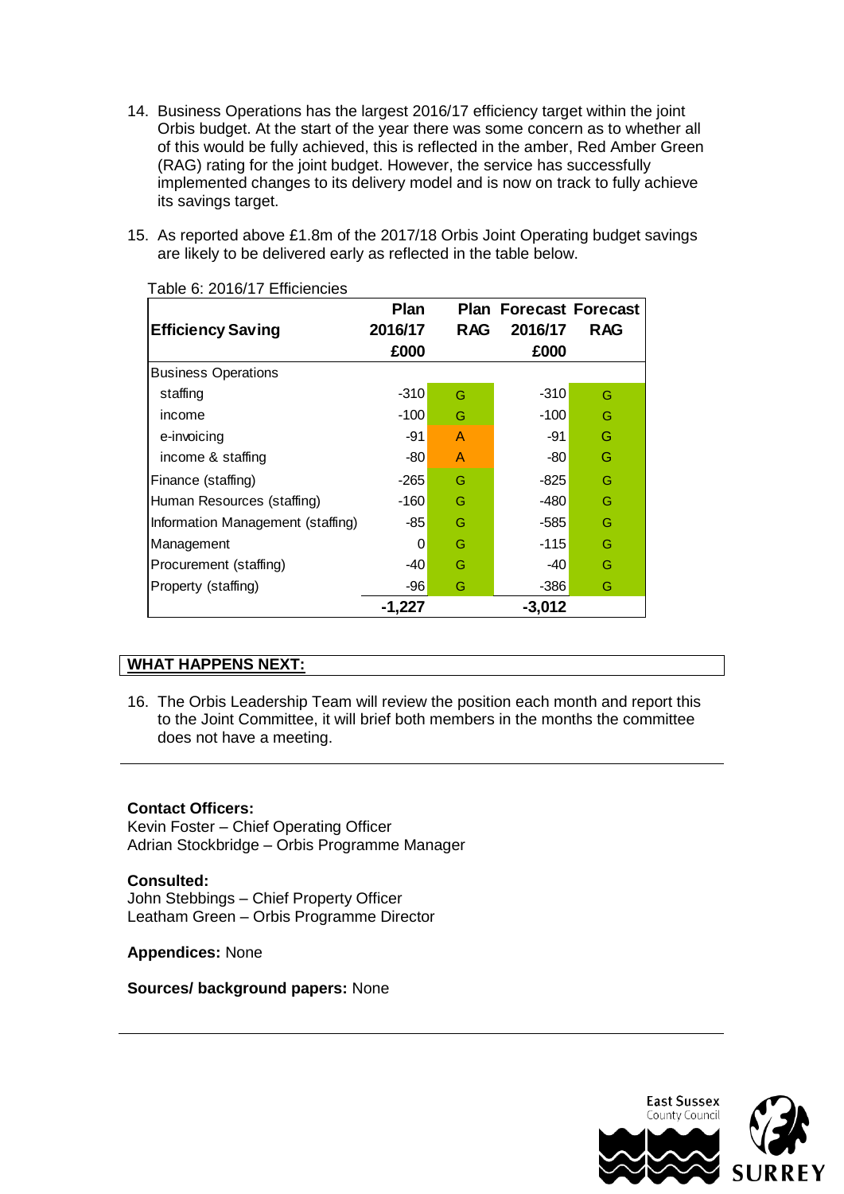14. Business Operations has the largest 2016/17 efficiency target within the joint Orbis budget. At the start of the year there was some concern as to whether all of this would be fully achieved, this is reflected in the amber, Red Amber Green (RAG) rating for the joint budget. However, the service has successfully implemented changes to its delivery model and is now on track to fully achieve its savings target.

15. As reported above £1.8m of the 2017/18 Orbis Joint Operating budget savings are likely to be delivered early as reflected in the table below.

Table 6: 2016/17 Efficiencies

| Efficiency Saving | Plan 2016/17 £000 | Plan RAG | Forecast 2016/17 £000 | Forecast RAG |
|---|---|---|---|---|
| Business Operations | | | | |
| staffing | -310 | G | -310 | G |
| income | -100 | G | -100 | G |
| e-invoicing | -91 | A | -91 | G |
| income & staffing | -80 | A | -80 | G |
| Finance (staffing) | -265 | G | -825 | G |
| Human Resources (staffing) | -160 | G | -480 | G |
| Information Management (staffing) | -85 | G | -585 | G |
| Management | 0 | G | -115 | G |
| Procurement (staffing) | -40 | G | -40 | G |
| Property (staffing) | -96 | G | -386 | G |
| | **-1,227** | | **-3,012** | |

## WHAT HAPPENS NEXT:

16. The Orbis Leadership Team will review the position each month and report this to the Joint Committee, it will brief both members in the months the committee does not have a meeting.

**Contact Officers:**
Kevin Foster – Chief Operating Officer
Adrian Stockbridge – Orbis Programme Manager

**Consulted:**
John Stebbings – Chief Property Officer
Leatham Green – Orbis Programme Director

**Appendices:** None

**Sources/ background papers:** None